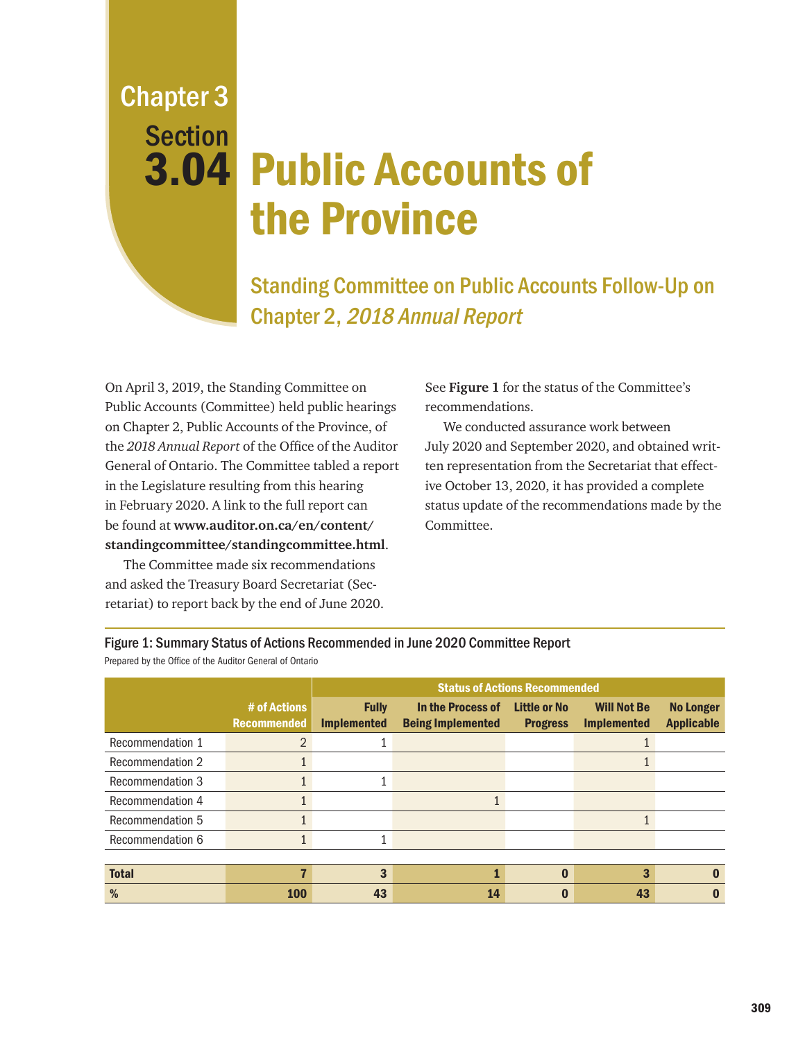# Chapter 3 Section 3.04 Public Accounts of the Province

## Standing Committee on Public Accounts Follow-Up on Chapter 2, *2018 Annual Report*

On April 3, 2019, the Standing Committee on Public Accounts (Committee) held public hearings on Chapter 2, Public Accounts of the Province, of the *2018 Annual Report* of the Office of the Auditor General of Ontario. The Committee tabled a report in the Legislature resulting from this hearing in February 2020. A link to the full report can be found at **www.auditor.on.ca/en/content/standingcommittee/standingcommittee.html**.

The Committee made six recommendations and asked the Treasury Board Secretariat (Secretariat) to report back by the end of June 2020. See **Figure 1** for the status of the Committee's recommendations.

We conducted assurance work between July 2020 and September 2020, and obtained written representation from the Secretariat that effective October 13, 2020, it has provided a complete status update of the recommendations made by the Committee.

Figure 1: Summary Status of Actions Recommended in June 2020 Committee Report
Prepared by the Office of the Auditor General of Ontario

| | | Status of Actions Recommended | | | | |
|---|---|---|---|---|---|---|
| | **# of Actions Recommended** | **Fully Implemented** | **In the Process of Being Implemented** | **Little or No Progress** | **Will Not Be Implemented** | **No Longer Applicable** |
| Recommendation 1 | 2 | 1 | | | 1 | |
| Recommendation 2 | 1 | | | | 1 | |
| Recommendation 3 | 1 | 1 | | | | |
| Recommendation 4 | 1 | | 1 | | | |
| Recommendation 5 | 1 | | | | 1 | |
| Recommendation 6 | 1 | 1 | | | | |
| **Total** | **7** | **3** | **1** | **0** | **3** | **0** |
| **%** | **100** | **43** | **14** | **0** | **43** | **0** |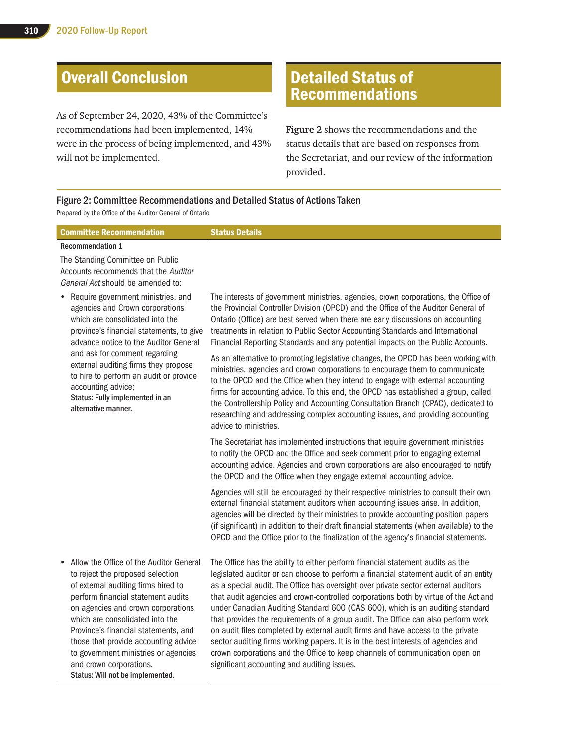## Overall Conclusion

As of September 24, 2020, 43% of the Committee's recommendations had been implemented, 14% were in the process of being implemented, and 43% will not be implemented.

## Detailed Status of Recommendations

**Figure 2** shows the recommendations and the status details that are based on responses from the Secretariat, and our review of the information provided.

### Figure 2: Committee Recommendations and Detailed Status of Actions Taken

Prepared by the Office of the Auditor General of Ontario

| Committee Recommendation | Status Details |
|---|---|
| **Recommendation 1**<br><br>The Standing Committee on Public Accounts recommends that the *Auditor General Act* should be amended to: | |
| • Require government ministries, and agencies and Crown corporations which are consolidated into the province's financial statements, to give advance notice to the Auditor General and ask for comment regarding external auditing firms they propose to hire to perform an audit or provide accounting advice;<br>**Status: Fully implemented in an alternative manner.** | The interests of government ministries, agencies, crown corporations, the Office of the Provincial Controller Division (OPCD) and the Office of the Auditor General of Ontario (Office) are best served when there are early discussions on accounting treatments in relation to Public Sector Accounting Standards and International Financial Reporting Standards and any potential impacts on the Public Accounts.<br><br>As an alternative to promoting legislative changes, the OPCD has been working with ministries, agencies and crown corporations to encourage them to communicate to the OPCD and the Office when they intend to engage with external accounting firms for accounting advice. To this end, the OPCD has established a group, called the Controllership Policy and Accounting Consultation Branch (CPAC), dedicated to researching and addressing complex accounting issues, and providing accounting advice to ministries.<br><br>The Secretariat has implemented instructions that require government ministries to notify the OPCD and the Office and seek comment prior to engaging external accounting advice. Agencies and crown corporations are also encouraged to notify the OPCD and the Office when they engage external accounting advice.<br><br>Agencies will still be encouraged by their respective ministries to consult their own external financial statement auditors when accounting issues arise. In addition, agencies will be directed by their ministries to provide accounting position papers (if significant) in addition to their draft financial statements (when available) to the OPCD and the Office prior to the finalization of the agency's financial statements. |
| • Allow the Office of the Auditor General to reject the proposed selection of external auditing firms hired to perform financial statement audits on agencies and crown corporations which are consolidated into the Province's financial statements, and those that provide accounting advice to government ministries or agencies and crown corporations.<br>**Status: Will not be implemented.** | The Office has the ability to either perform financial statement audits as the legislated auditor or can choose to perform a financial statement audit of an entity as a special audit. The Office has oversight over private sector external auditors that audit agencies and crown-controlled corporations both by virtue of the Act and under Canadian Auditing Standard 600 (CAS 600), which is an auditing standard that provides the requirements of a group audit. The Office can also perform work on audit files completed by external audit firms and have access to the private sector auditing firms working papers. It is in the best interests of agencies and crown corporations and the Office to keep channels of communication open on significant accounting and auditing issues. |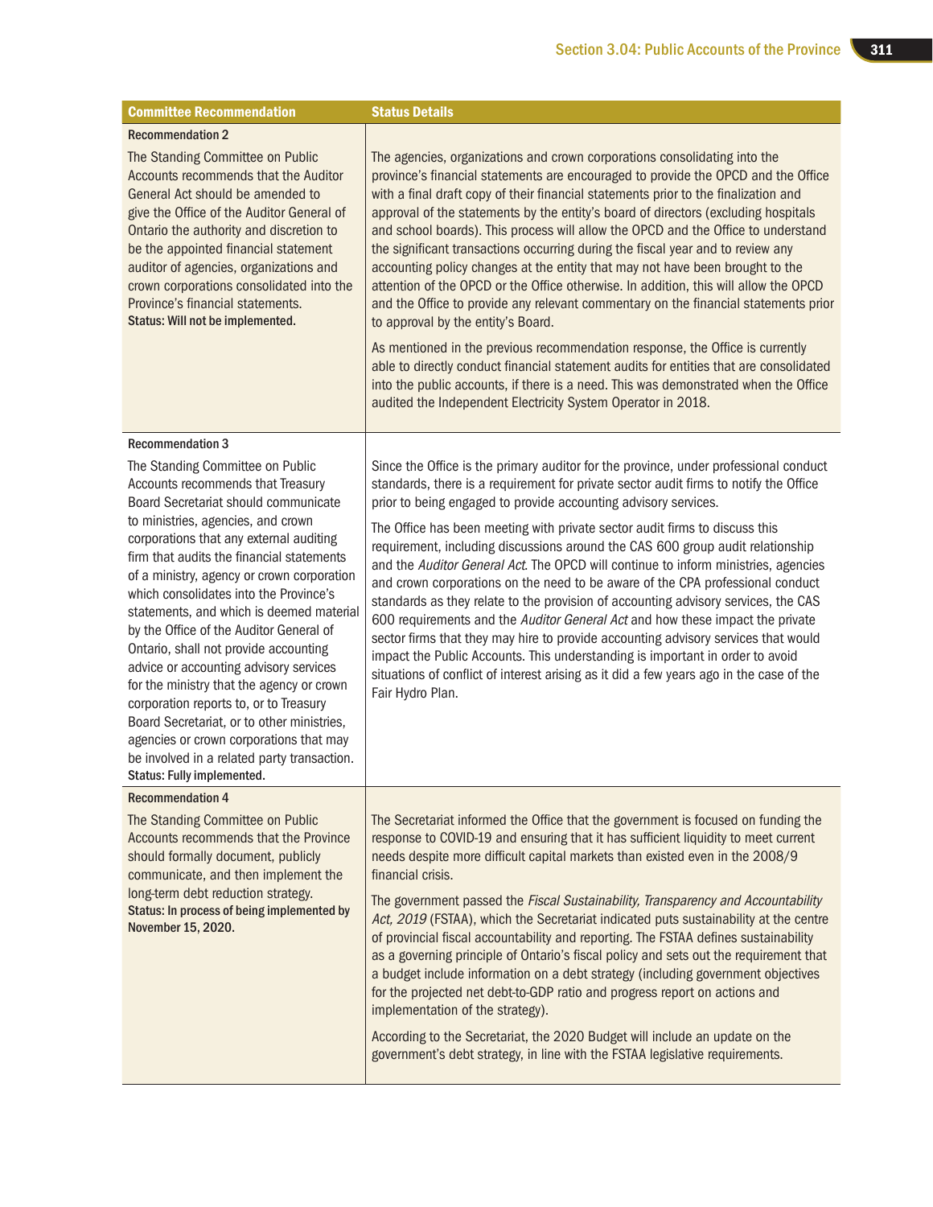| Committee Recommendation | Status Details |
|---|---|
| **Recommendation 2**<br><br>The Standing Committee on Public Accounts recommends that the Auditor General Act should be amended to give the Office of the Auditor General of Ontario the authority and discretion to be the appointed financial statement auditor of agencies, organizations and crown corporations consolidated into the Province's financial statements.<br>**Status: Will not be implemented.** | The agencies, organizations and crown corporations consolidating into the province's financial statements are encouraged to provide the OPCD and the Office with a final draft copy of their financial statements prior to the finalization and approval of the statements by the entity's board of directors (excluding hospitals and school boards). This process will allow the OPCD and the Office to understand the significant transactions occurring during the fiscal year and to review any accounting policy changes at the entity that may not have been brought to the attention of the OPCD or the Office otherwise. In addition, this will allow the OPCD and the Office to provide any relevant commentary on the financial statements prior to approval by the entity's Board.<br><br>As mentioned in the previous recommendation response, the Office is currently able to directly conduct financial statement audits for entities that are consolidated into the public accounts, if there is a need. This was demonstrated when the Office audited the Independent Electricity System Operator in 2018. |
| **Recommendation 3**<br><br>The Standing Committee on Public Accounts recommends that Treasury Board Secretariat should communicate to ministries, agencies, and crown corporations that any external auditing firm that audits the financial statements of a ministry, agency or crown corporation which consolidates into the Province's statements, and which is deemed material by the Office of the Auditor General of Ontario, shall not provide accounting advice or accounting advisory services for the ministry that the agency or crown corporation reports to, or to Treasury Board Secretariat, or to other ministries, agencies or crown corporations that may be involved in a related party transaction.<br>**Status: Fully implemented.** | Since the Office is the primary auditor for the province, under professional conduct standards, there is a requirement for private sector audit firms to notify the Office prior to being engaged to provide accounting advisory services.<br><br>The Office has been meeting with private sector audit firms to discuss this requirement, including discussions around the CAS 600 group audit relationship and the *Auditor General Act*. The OPCD will continue to inform ministries, agencies and crown corporations on the need to be aware of the CPA professional conduct standards as they relate to the provision of accounting advisory services, the CAS 600 requirements and the *Auditor General Act* and how these impact the private sector firms that they may hire to provide accounting advisory services that would impact the Public Accounts. This understanding is important in order to avoid situations of conflict of interest arising as it did a few years ago in the case of the Fair Hydro Plan. |
| **Recommendation 4**<br><br>The Standing Committee on Public Accounts recommends that the Province should formally document, publicly communicate, and then implement the long-term debt reduction strategy.<br>**Status: In process of being implemented by November 15, 2020.** | The Secretariat informed the Office that the government is focused on funding the response to COVID-19 and ensuring that it has sufficient liquidity to meet current needs despite more difficult capital markets than existed even in the 2008/9 financial crisis.<br><br>The government passed the *Fiscal Sustainability, Transparency and Accountability Act, 2019* (FSTAA), which the Secretariat indicated puts sustainability at the centre of provincial fiscal accountability and reporting. The FSTAA defines sustainability as a governing principle of Ontario's fiscal policy and sets out the requirement that a budget include information on a debt strategy (including government objectives for the projected net debt-to-GDP ratio and progress report on actions and implementation of the strategy).<br><br>According to the Secretariat, the 2020 Budget will include an update on the government's debt strategy, in line with the FSTAA legislative requirements. |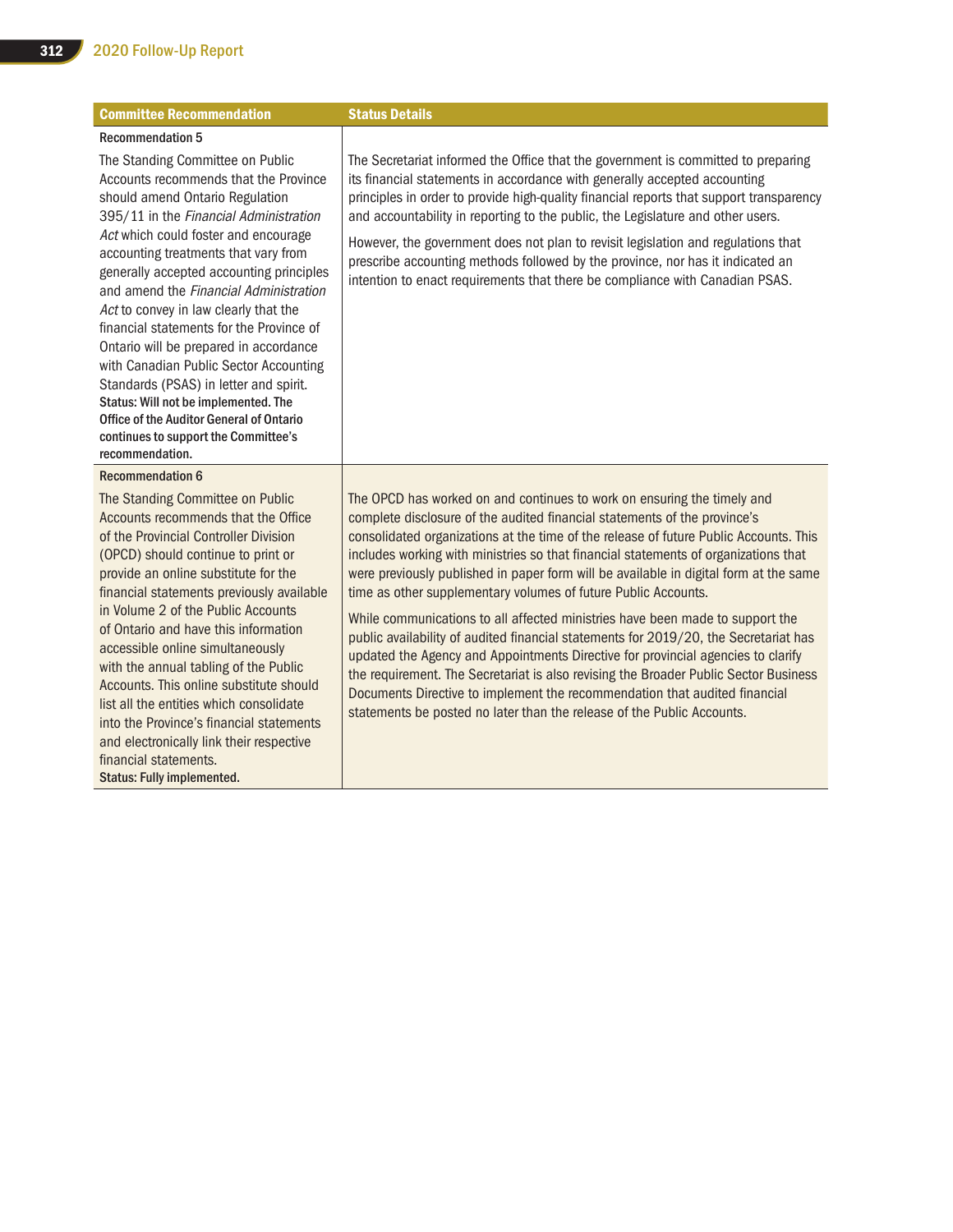| Committee Recommendation | Status Details |
| --- | --- |
| **Recommendation 5**<br><br>The Standing Committee on Public Accounts recommends that the Province should amend Ontario Regulation 395/11 in the *Financial Administration Act* which could foster and encourage accounting treatments that vary from generally accepted accounting principles and amend the *Financial Administration Act* to convey in law clearly that the financial statements for the Province of Ontario will be prepared in accordance with Canadian Public Sector Accounting Standards (PSAS) in letter and spirit.<br>**Status: Will not be implemented. The Office of the Auditor General of Ontario continues to support the Committee's recommendation.** | The Secretariat informed the Office that the government is committed to preparing its financial statements in accordance with generally accepted accounting principles in order to provide high-quality financial reports that support transparency and accountability in reporting to the public, the Legislature and other users.<br><br>However, the government does not plan to revisit legislation and regulations that prescribe accounting methods followed by the province, nor has it indicated an intention to enact requirements that there be compliance with Canadian PSAS. |
| **Recommendation 6**<br><br>The Standing Committee on Public Accounts recommends that the Office of the Provincial Controller Division (OPCD) should continue to print or provide an online substitute for the financial statements previously available in Volume 2 of the Public Accounts of Ontario and have this information accessible online simultaneously with the annual tabling of the Public Accounts. This online substitute should list all the entities which consolidate into the Province's financial statements and electronically link their respective financial statements.<br>**Status: Fully implemented.** | The OPCD has worked on and continues to work on ensuring the timely and complete disclosure of the audited financial statements of the province's consolidated organizations at the time of the release of future Public Accounts. This includes working with ministries so that financial statements of organizations that were previously published in paper form will be available in digital form at the same time as other supplementary volumes of future Public Accounts.<br><br>While communications to all affected ministries have been made to support the public availability of audited financial statements for 2019/20, the Secretariat has updated the Agency and Appointments Directive for provincial agencies to clarify the requirement. The Secretariat is also revising the Broader Public Sector Business Documents Directive to implement the recommendation that audited financial statements be posted no later than the release of the Public Accounts. |